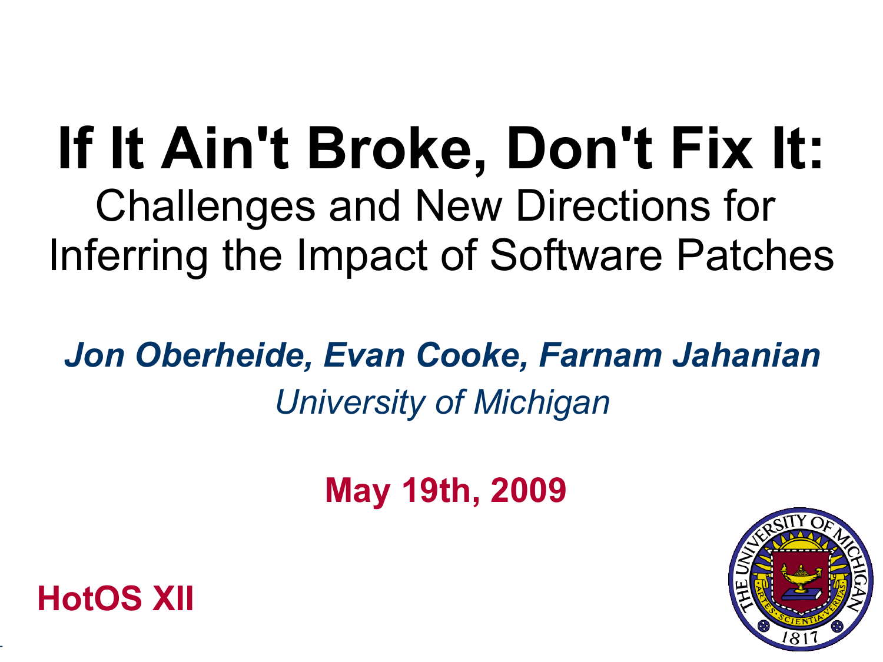# If It Ain't Broke, Don't Fix It:

## Challenges and New Directions for Inferring the Impact of Software Patches

***Jon Oberheide, Evan Cooke, Farnam Jahanian***

*University of Michigan*

**May 19th, 2009**

**HotOS XII**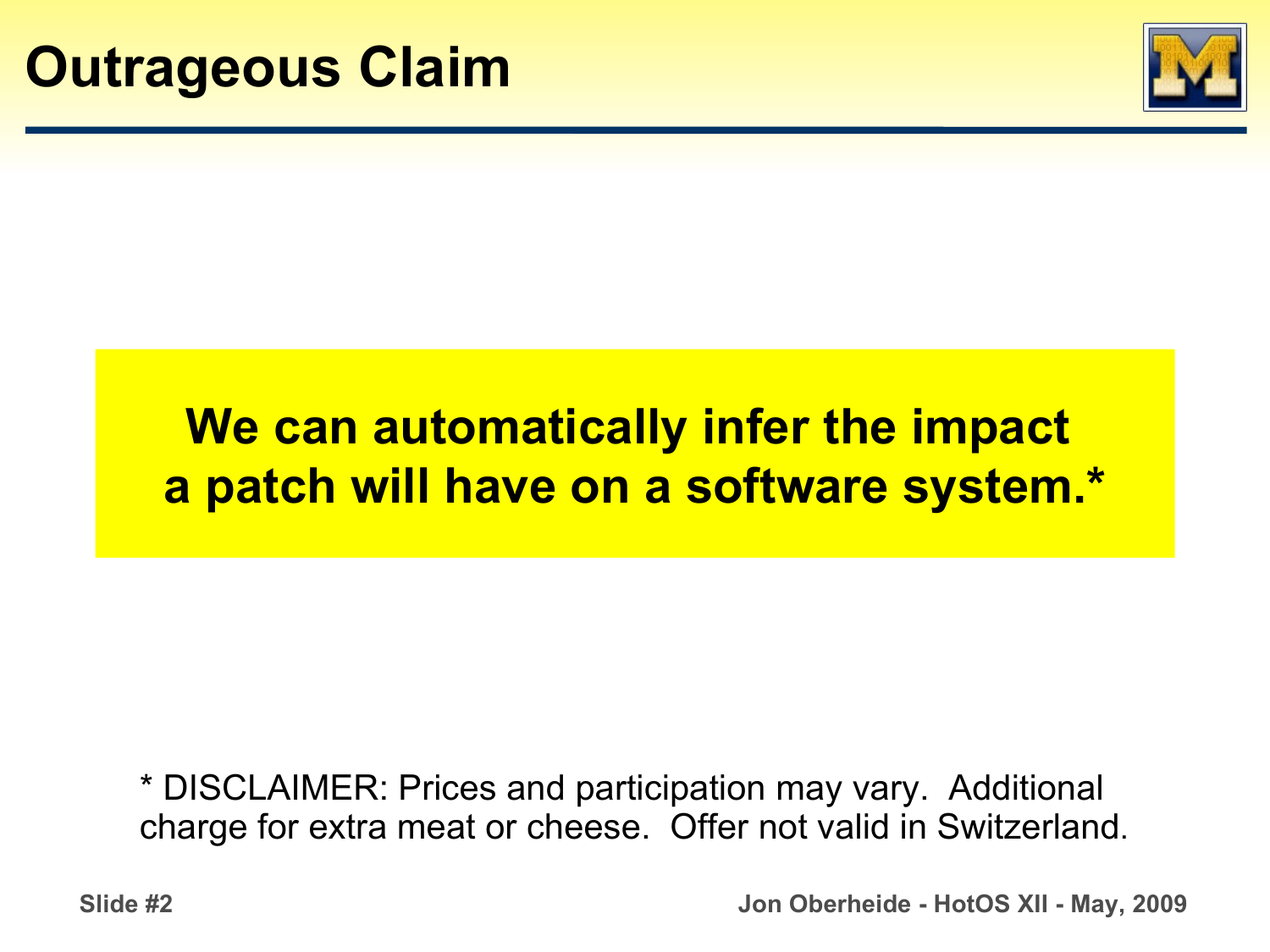# Outrageous Claim

**We can automatically infer the impact a patch will have on a software system.***

* DISCLAIMER: Prices and participation may vary. Additional charge for extra meat or cheese. Offer not valid in Switzerland.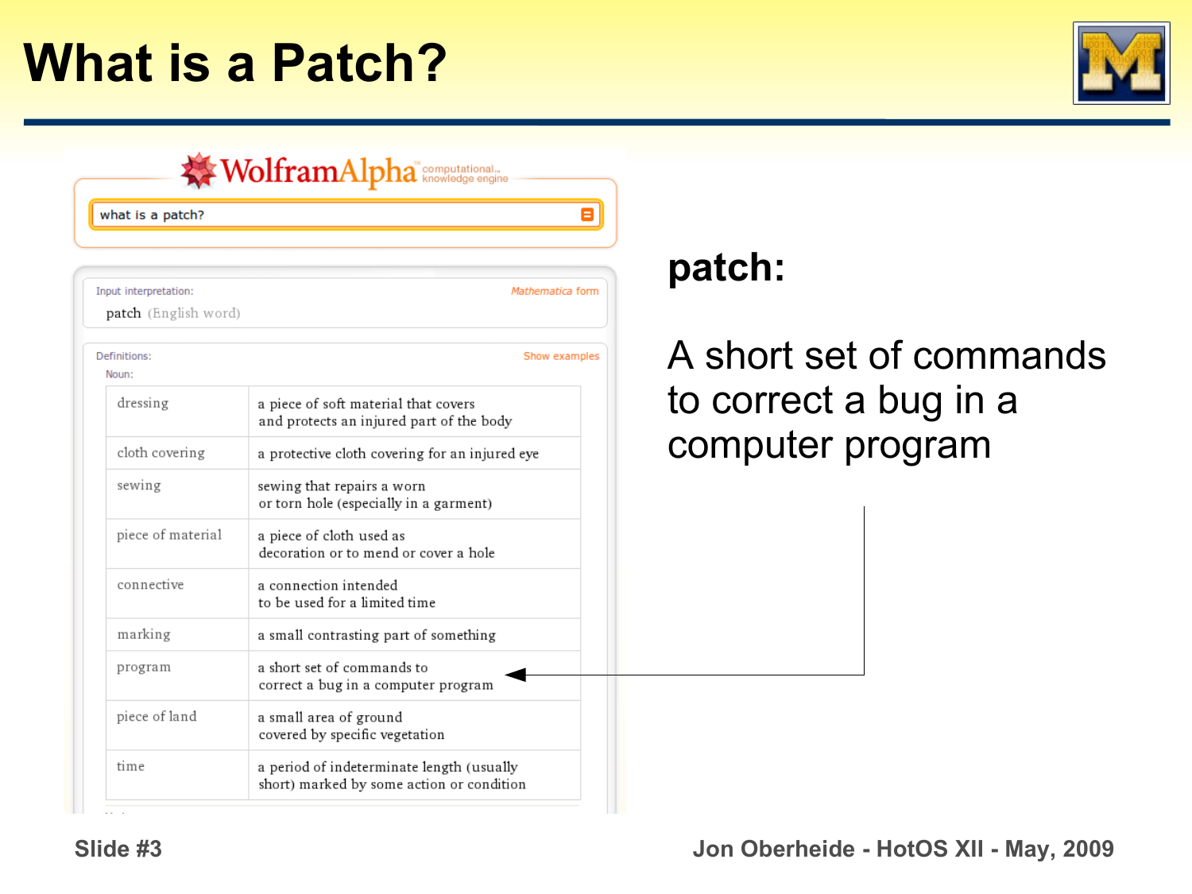# What is a Patch?

WolframAlpha computational knowledge engine

what is a patch?

Input interpretation: Mathematica form

patch (English word)

Definitions: Show examples

Noun:

| | |
|---|---|
| dressing | a piece of soft material that covers and protects an injured part of the body |
| cloth covering | a protective cloth covering for an injured eye |
| sewing | sewing that repairs a worn or torn hole (especially in a garment) |
| piece of material | a piece of cloth used as decoration or to mend or cover a hole |
| connective | a connection intended to be used for a limited time |
| marking | a small contrasting part of something |
| program | a short set of commands to correct a bug in a computer program |
| piece of land | a small area of ground covered by specific vegetation |
| time | a period of indeterminate length (usually short) marked by some action or condition |

**patch:**

A short set of commands to correct a bug in a computer program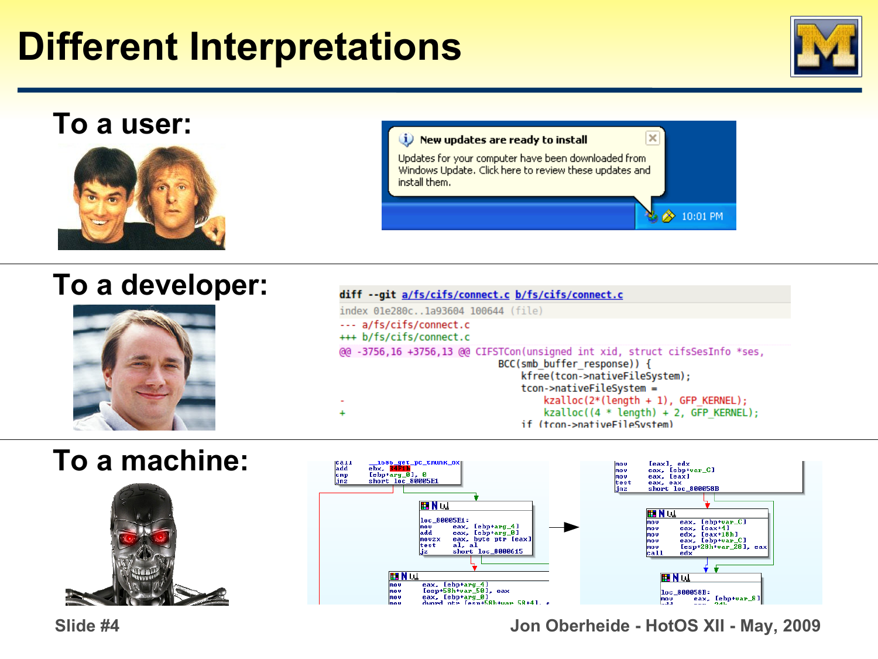# Different Interpretations

## To a user:

New updates are ready to install

Updates for your computer have been downloaded from Windows Update. Click here to review these updates and install them.

10:01 PM

## To a developer:

```
diff --git a/fs/cifs/connect.c b/fs/cifs/connect.c
index 01e280c..1a93604 100644 (file)
--- a/fs/cifs/connect.c
+++ b/fs/cifs/connect.c
@@ -3756,16 +3756,13 @@ CIFSTCon(unsigned int xid, struct cifsSesInfo *ses,
                        BCC(smb_buffer_response)) {
                                kfree(tcon->nativeFileSystem);
                                tcon->nativeFileSystem =
-                                   kzalloc(2*(length + 1), GFP_KERNEL);
+                                   kzalloc((4 * length) + 2, GFP_KERNEL);
                                if (tcon->nativeFileSystem)
```

## To a machine: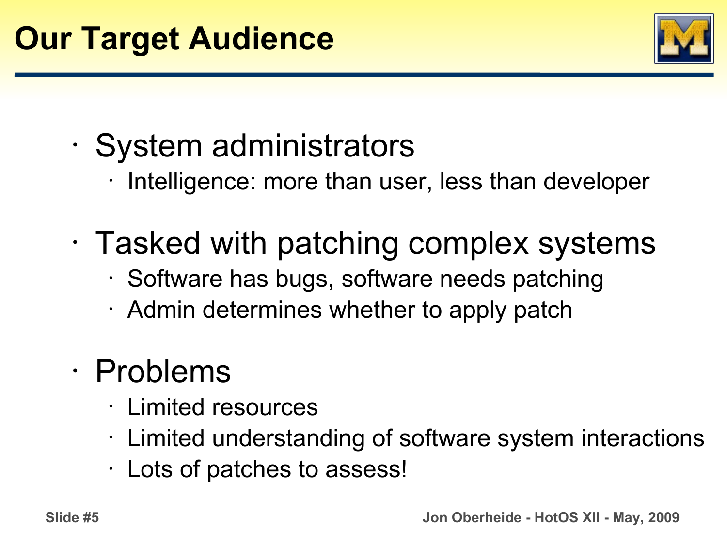# Our Target Audience

- System administrators
  - Intelligence: more than user, less than developer
- Tasked with patching complex systems
  - Software has bugs, software needs patching
  - Admin determines whether to apply patch
- Problems
  - Limited resources
  - Limited understanding of software system interactions
  - Lots of patches to assess!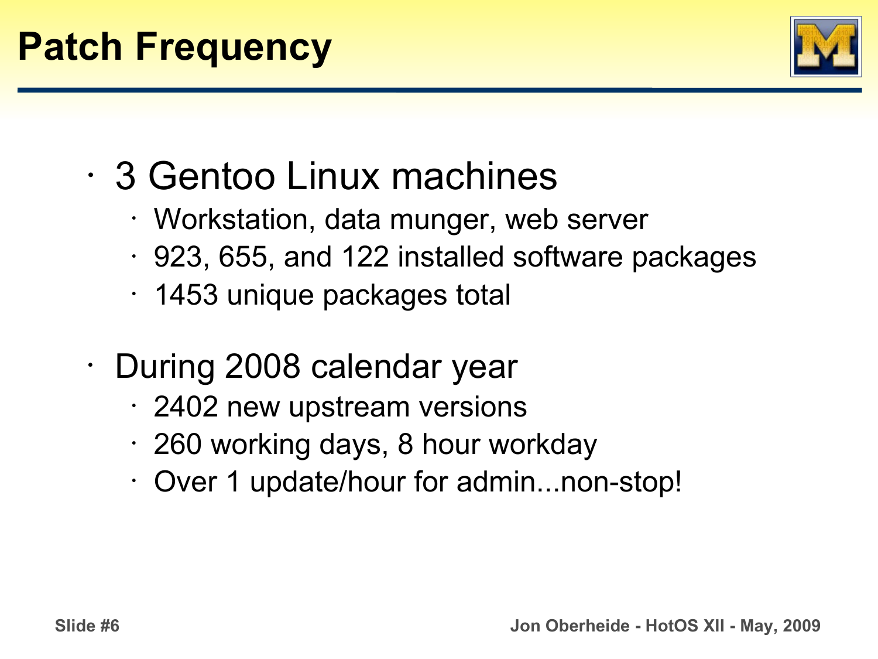# Patch Frequency

- 3 Gentoo Linux machines
  - Workstation, data munger, web server
  - 923, 655, and 122 installed software packages
  - 1453 unique packages total
- During 2008 calendar year
  - 2402 new upstream versions
  - 260 working days, 8 hour workday
  - Over 1 update/hour for admin...non-stop!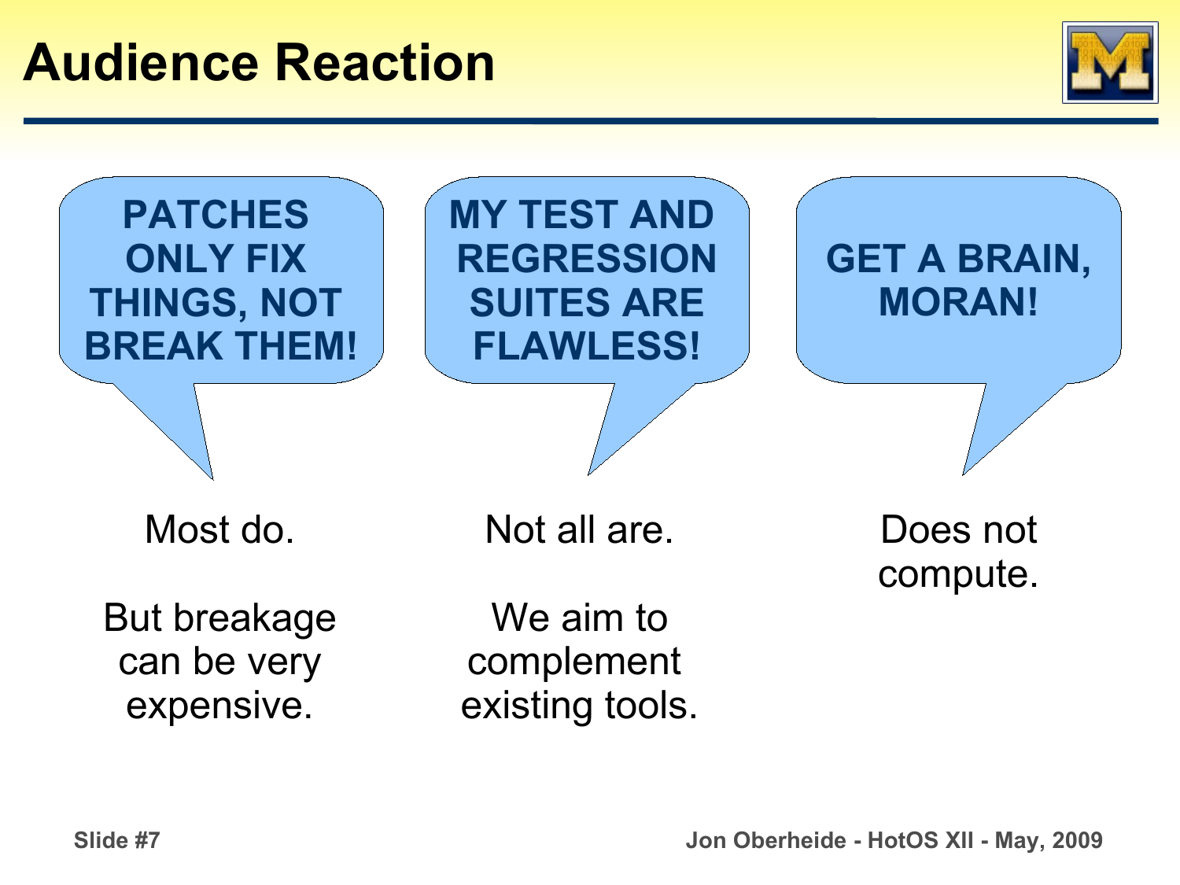# Audience Reaction

**PATCHES ONLY FIX THINGS, NOT BREAK THEM!**

Most do.

But breakage can be very expensive.

**MY TEST AND REGRESSION SUITES ARE FLAWLESS!**

Not all are.

We aim to complement existing tools.

**GET A BRAIN, MORAN!**

Does not compute.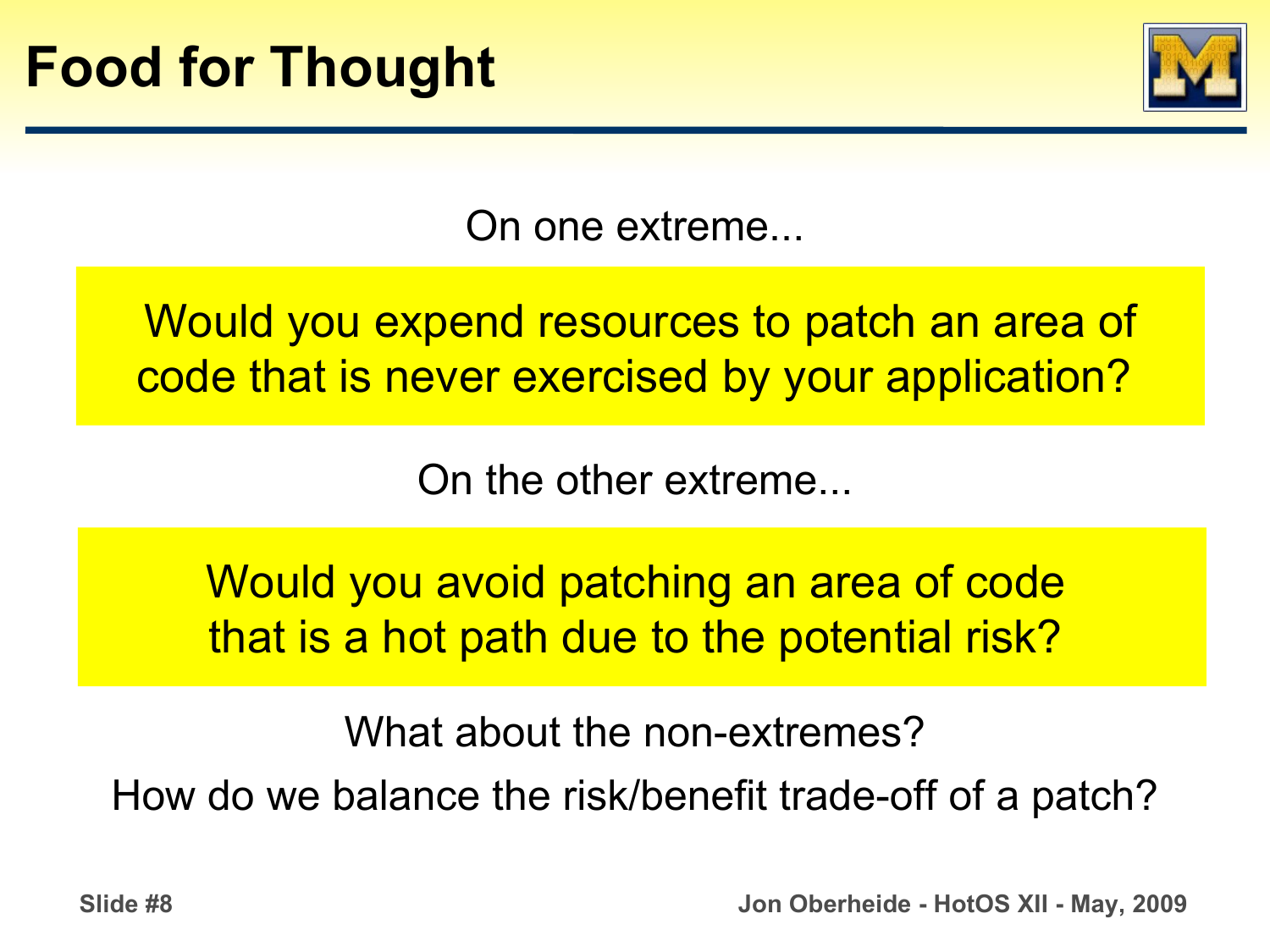# Food for Thought

On one extreme...

**Would you expend resources to patch an area of code that is never exercised by your application?**

On the other extreme...

**Would you avoid patching an area of code that is a hot path due to the potential risk?**

What about the non-extremes?

How do we balance the risk/benefit trade-off of a patch?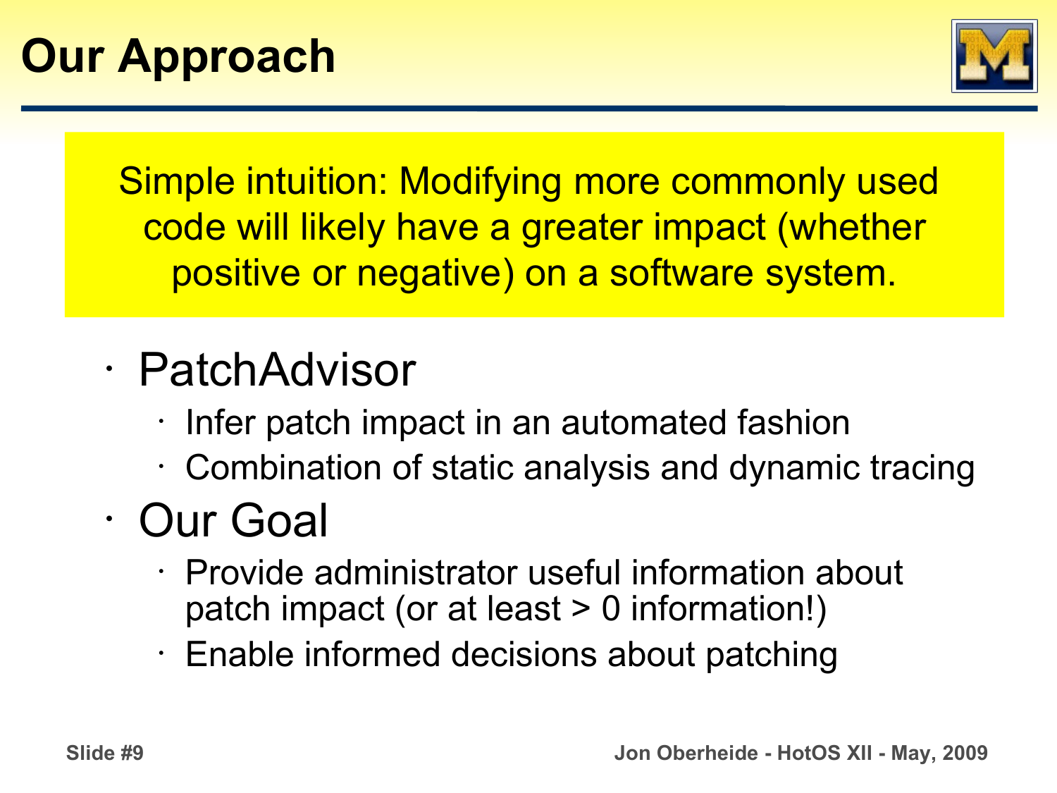# Our Approach

Simple intuition: Modifying more commonly used code will likely have a greater impact (whether positive or negative) on a software system.

- PatchAdvisor
  - Infer patch impact in an automated fashion
  - Combination of static analysis and dynamic tracing
- Our Goal
  - Provide administrator useful information about patch impact (or at least > 0 information!)
  - Enable informed decisions about patching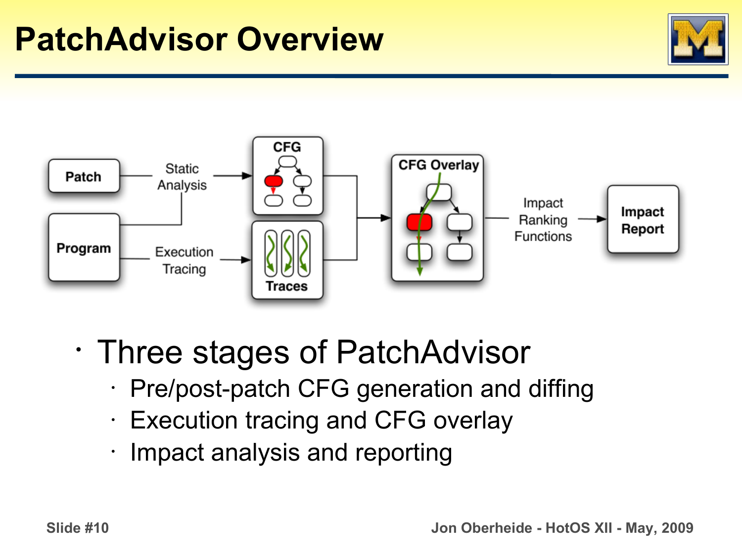# PatchAdvisor Overview

Patch — Static Analysis → CFG

Program — Execution Tracing → Traces

CFG + Traces → CFG Overlay — Impact Ranking Functions → Impact Report

- Three stages of PatchAdvisor
  - Pre/post-patch CFG generation and diffing
  - Execution tracing and CFG overlay
  - Impact analysis and reporting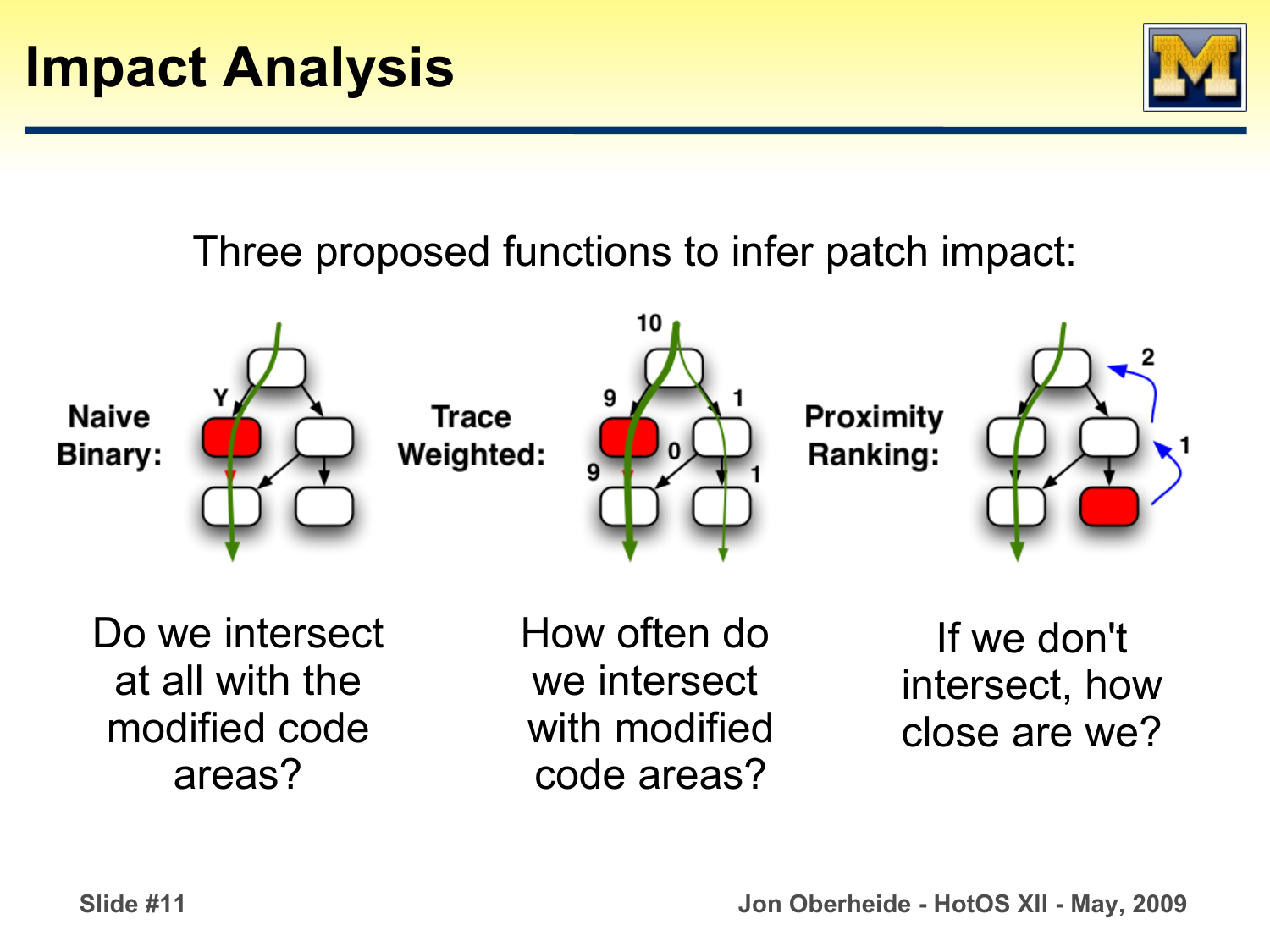# Impact Analysis

Three proposed functions to infer patch impact:

**Naive Binary:**

Do we intersect at all with the modified code areas?

**Trace Weighted:**

How often do we intersect with modified code areas?

**Proximity Ranking:**

If we don't intersect, how close are we?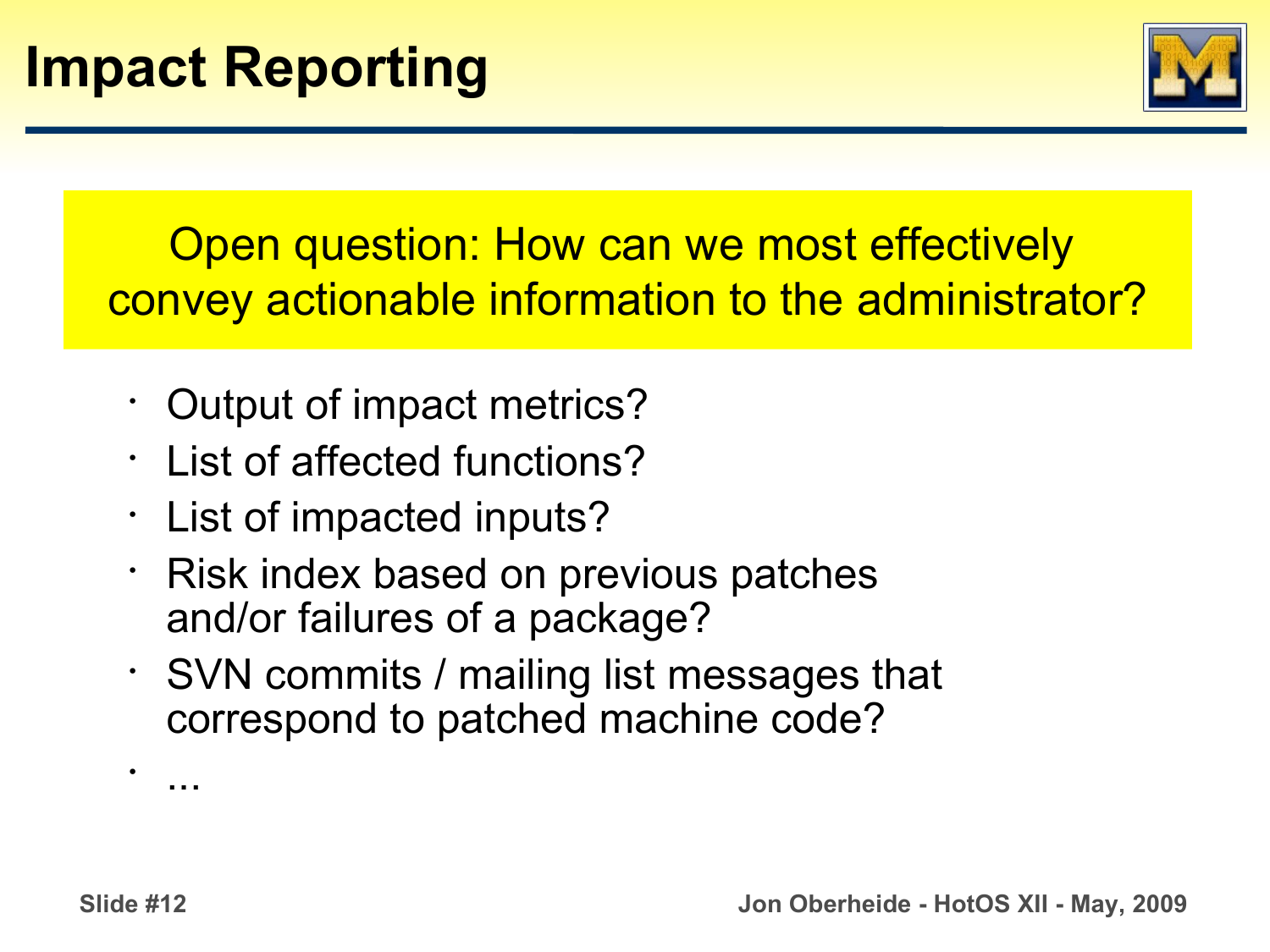# Impact Reporting

Open question: How can we most effectively convey actionable information to the administrator?

- Output of impact metrics?
- List of affected functions?
- List of impacted inputs?
- Risk index based on previous patches and/or failures of a package?
- SVN commits / mailing list messages that correspond to patched machine code?
- ...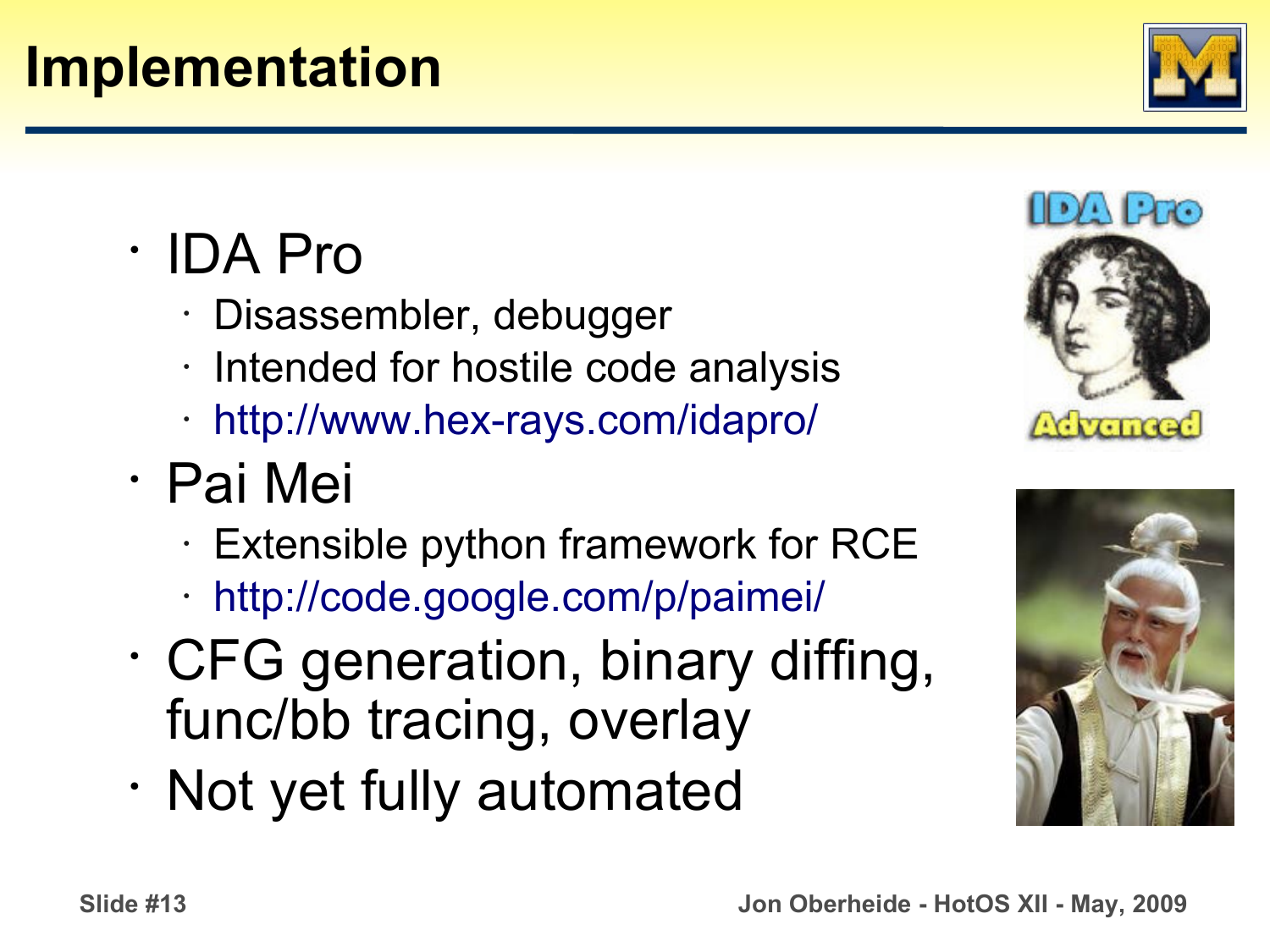# Implementation

- IDA Pro
  - Disassembler, debugger
  - Intended for hostile code analysis
  - http://www.hex-rays.com/idapro/
- Pai Mei
  - Extensible python framework for RCE
  - http://code.google.com/p/paimei/
- CFG generation, binary diffing, func/bb tracing, overlay
- Not yet fully automated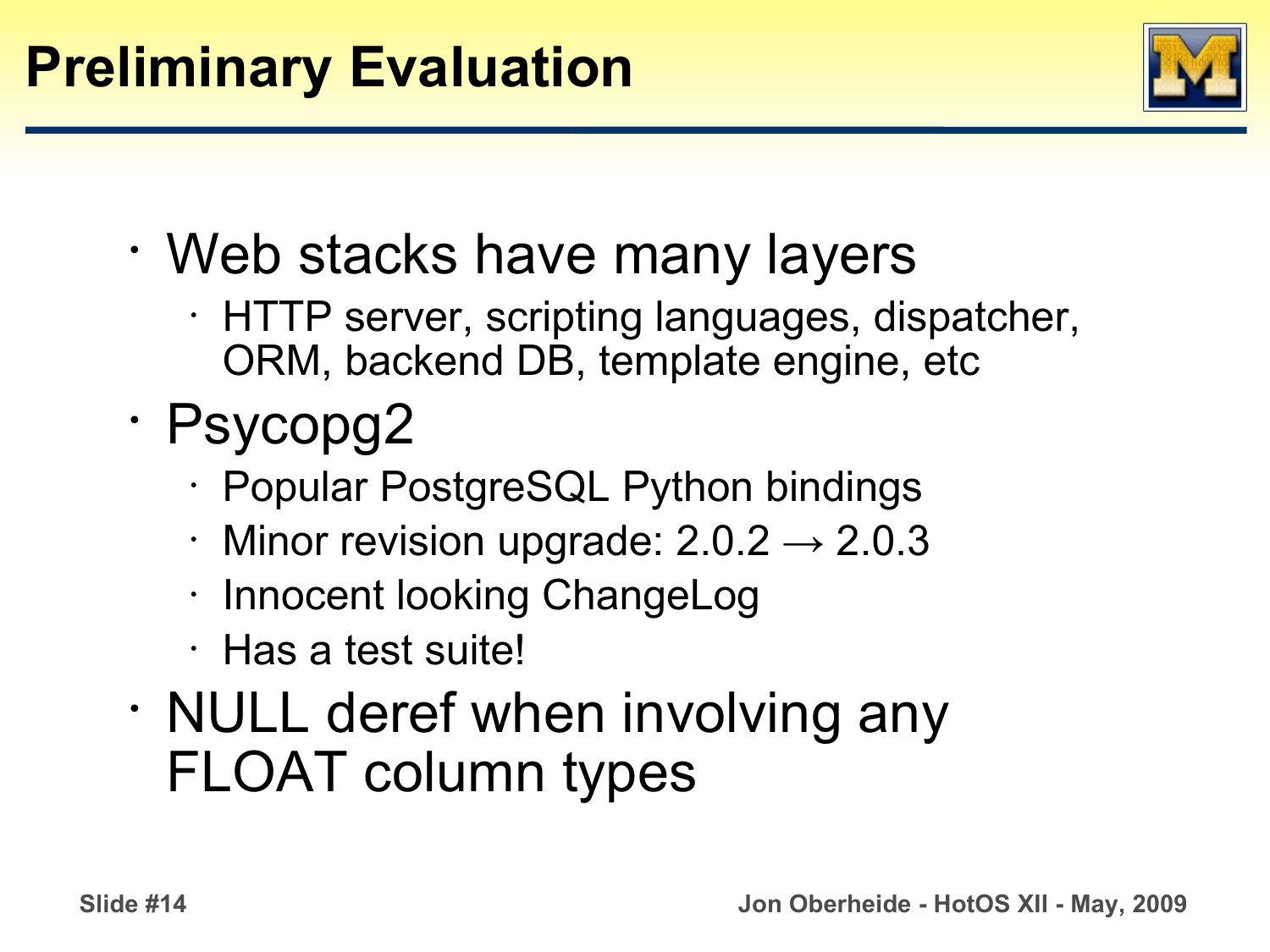# Preliminary Evaluation

- Web stacks have many layers
  - HTTP server, scripting languages, dispatcher, ORM, backend DB, template engine, etc
- Psycopg2
  - Popular PostgreSQL Python bindings
  - Minor revision upgrade: 2.0.2 → 2.0.3
  - Innocent looking ChangeLog
  - Has a test suite!
- NULL deref when involving any FLOAT column types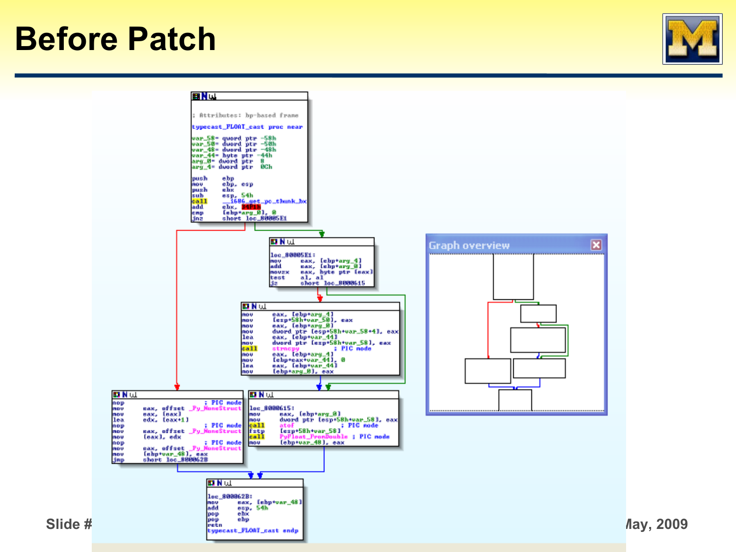# Before Patch

```
; Attributes: bp-based frame

typecast_FLOAT_cast proc near

var_58= qword ptr -58h
var_50= dword ptr -50h
var_48= dword ptr -48h
var_44= byte ptr -44h
arg_0= dword ptr  8
arg_4= dword ptr  0Ch

push    ebp
mov     ebp, esp
push    ebx
sub     esp, 54h
call    __i686_get_pc_thunk_bx
add     ebx, 34F1h
cmp     [ebp+arg_0], 0
jnz     short loc_80005E1
```

```
loc_80005E1:
mov     eax, [ebp+arg_4]
add     eax, [ebp+arg_0]
movzx   eax, byte ptr [eax]
test    al, al
jz      short loc_8000615
```

```
mov     eax, [ebp+arg_4]
mov     [esp+58h+var_50], eax
mov     eax, [ebp+arg_0]
mov     dword ptr [esp+58h+var_58+4], eax
lea     eax, [ebp+var_44]
mov     dword ptr [esp+58h+var_58], eax
call    strncpy              ; PIC mode
mov     eax, [ebp+arg_4]
mov     [ebp+eax+var_44], 0
lea     eax, [ebp+var_44]
mov     [ebp+arg_0], eax
```

```
nop                          ; PIC mode
mov     eax, offset _Py_NoneStruct
mov     eax, [eax]
lea     edx, [eax+1]
nop                          ; PIC mode
mov     eax, offset _Py_NoneStruct
mov     [eax], edx
nop                          ; PIC mode
mov     eax, offset _Py_NoneStruct
mov     [ebp+var_48], eax
jmp     short loc_800062B
```

```
loc_8000615:
mov     eax, [ebp+arg_0]
mov     dword ptr [esp+58h+var_58], eax
call    atof                 ; PIC mode
fstp    [esp+58h+var_58]
call    PyFloat_FromDouble   ; PIC mode
mov     [ebp+var_48], eax
```

```
loc_800062B:
mov     eax, [ebp+var_48]
add     esp, 54h
pop     ebx
pop     ebp
retn
typecast_FLOAT_cast endp
```

Graph overview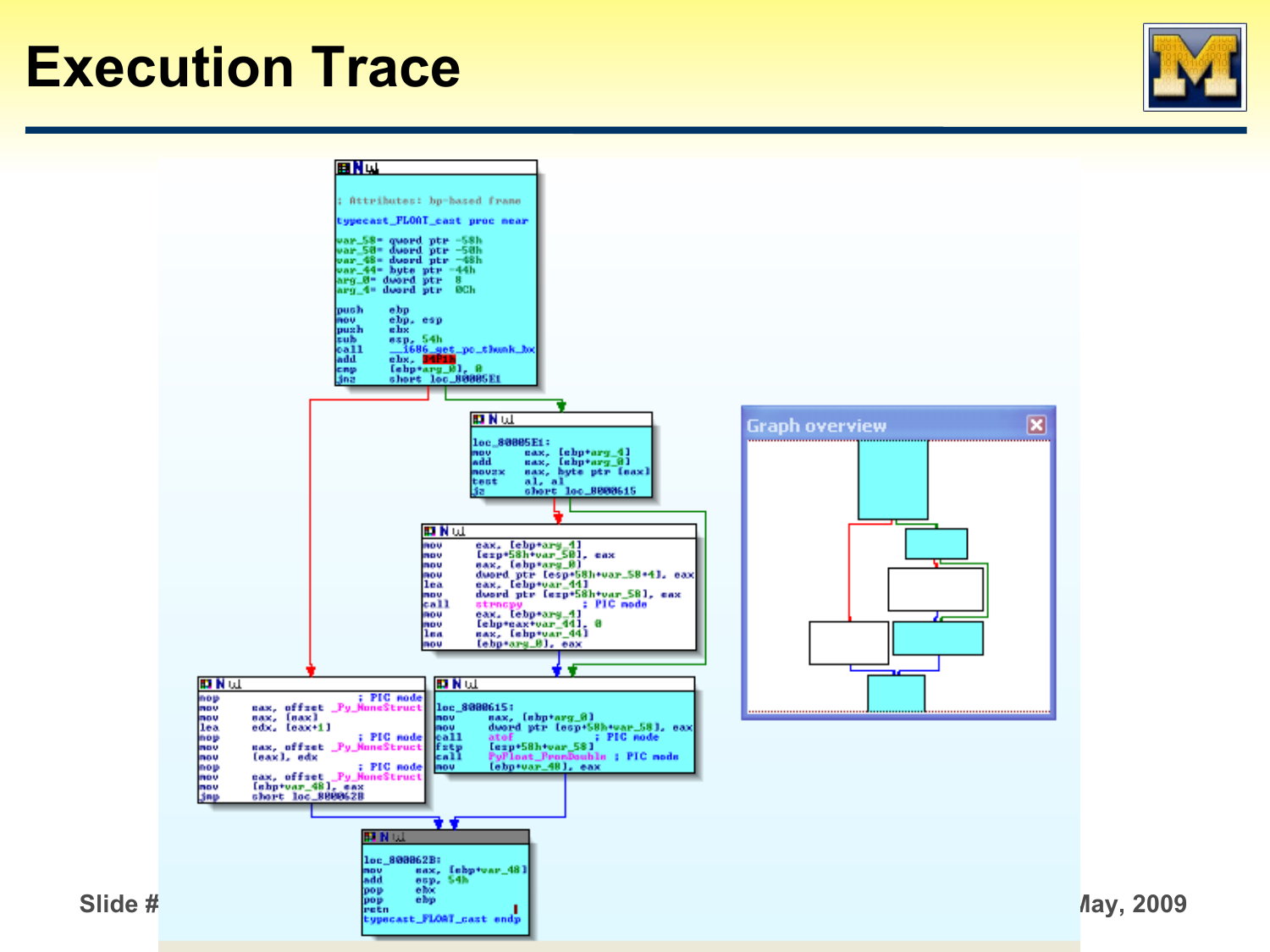# Execution Trace

```
; Attributes: bp-based frame

typecast_FLOAT_cast proc near

var_58= qword ptr -58h
var_50= dword ptr -50h
var_48= dword ptr -48h
var_44= byte ptr -44h
arg_0= dword ptr  8
arg_4= dword ptr  0Ch

push    ebp
mov     ebp, esp
push    ebx
sub     esp, 54h
call    __i686_get_pc_thunk_bx
add     ebx, 34F1h
cmp     [ebp+arg_0], 0
jnz     short loc_80005E1
```

```
loc_80005E1:
mov     eax, [ebp+arg_4]
add     eax, [ebp+arg_0]
movzx   eax, byte ptr [eax]
test    al, al
jz      short loc_8000615
```

```
mov     eax, [ebp+arg_4]
mov     [esp+58h+var_50], eax
mov     eax, [ebp+arg_0]
mov     dword ptr [esp+58h+var_58+4], eax
lea     eax, [ebp+var_44]
mov     dword ptr [esp+58h+var_58], eax
call    strncpy          ; PIC mode
mov     eax, [ebp+arg_4]
mov     [ebp+eax+var_44], 0
lea     eax, [ebp+var_44]
mov     [ebp+arg_0], eax
```

```
nop                      ; PIC mode
mov     eax, offset _Py_NoneStruct
mov     eax, [eax]
lea     edx, [eax+1]
nop                      ; PIC mode
mov     eax, offset _Py_NoneStruct
mov     [eax], edx
nop                      ; PIC mode
mov     eax, offset _Py_NoneStruct
mov     [ebp+var_48], eax
jmp     short loc_800062B
```

```
loc_8000615:
mov     eax, [ebp+arg_0]
mov     dword ptr [esp+58h+var_58], eax
call    atof             ; PIC mode
fstp    [esp+58h+var_58]
call    PyFloat_FromDouble ; PIC mode
mov     [ebp+var_48], eax
```

```
loc_800062B:
mov     eax, [ebp+var_48]
add     esp, 54h
pop     ebx
pop     ebp
retn
typecast_FLOAT_cast endp
```

Graph overview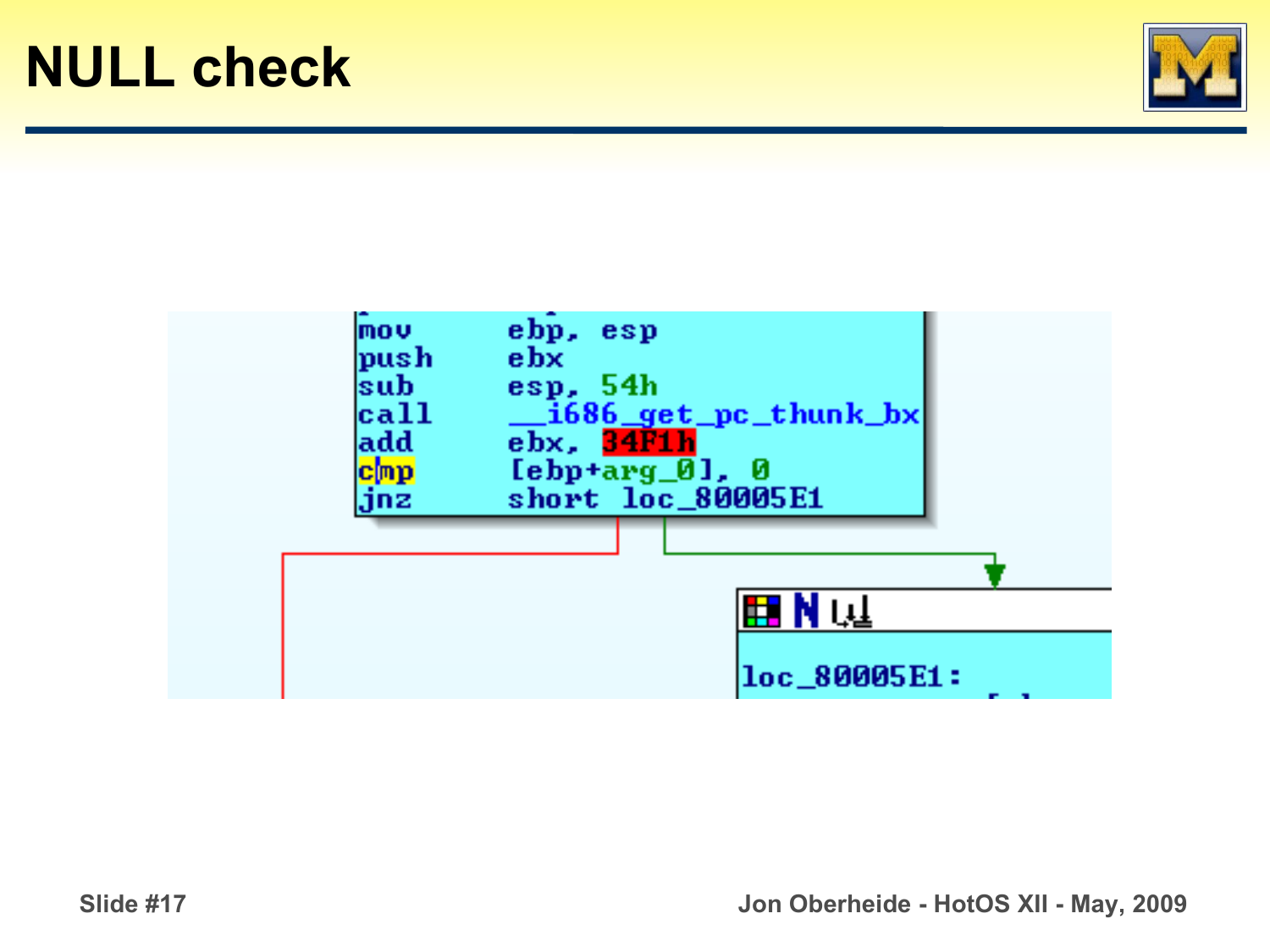# NULL check

```
mov     ebp, esp
push    ebx
sub     esp, 54h
call    __i686_get_pc_thunk_bx
add     ebx, 34F1h
cmp     [ebp+arg_0], 0
jnz     short loc_80005E1
```

```
loc_80005E1:
```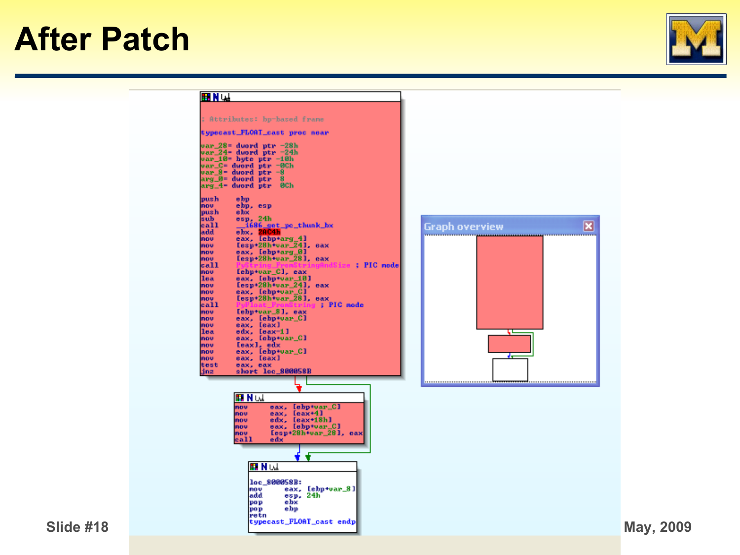# After Patch

```
; Attributes: bp-based frame

typecast_FLOAT_cast proc near

var_28= dword ptr -28h
var_24= dword ptr -24h
var_10= byte ptr -10h
var_C= dword ptr -0Ch
var_8= dword ptr -8
arg_0= dword ptr  8
arg_4= dword ptr  0Ch

push    ebp
mov     ebp, esp
push    ebx
sub     esp, 24h
call    __i686_get_pc_thunk_bx
add     ebx, 2AC4h
mov     eax, [ebp+arg_4]
mov     [esp+28h+var_24], eax
mov     eax, [ebp+arg_0]
mov     [esp+28h+var_28], eax
call    PyString_FromStringAndSize ; PIC mode
mov     [ebp+var_C], eax
lea     eax, [ebp+var_10]
mov     [esp+28h+var_24], eax
mov     eax, [ebp+var_C]
mov     [esp+28h+var_28], eax
call    PyFloat_FromString ; PIC mode
mov     [ebp+var_8], eax
mov     eax, [ebp+var_C]
mov     eax, [eax]
lea     edx, [eax-1]
mov     eax, [ebp+var_C]
mov     [eax], edx
mov     eax, [ebp+var_C]
mov     eax, [eax]
test    eax, eax
jnz     short loc_80058B
```

```
mov     eax, [ebp+var_C]
mov     eax, [eax+4]
mov     edx, [eax+18h]
mov     eax, [ebp+var_C]
mov     [esp+28h+var_28], eax
call    edx
```

```
loc_80058B:
mov     eax, [ebp+var_8]
add     esp, 24h
pop     ebx
pop     ebp
retn
typecast_FLOAT_cast endp
```

Graph overview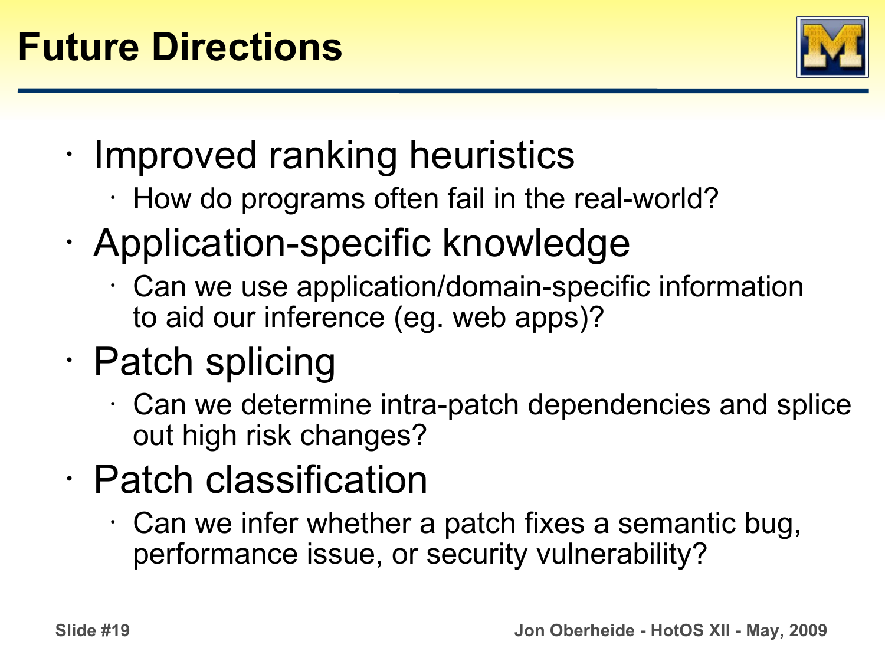# Future Directions

- Improved ranking heuristics
  - How do programs often fail in the real-world?
- Application-specific knowledge
  - Can we use application/domain-specific information to aid our inference (eg. web apps)?
- Patch splicing
  - Can we determine intra-patch dependencies and splice out high risk changes?
- Patch classification
  - Can we infer whether a patch fixes a semantic bug, performance issue, or security vulnerability?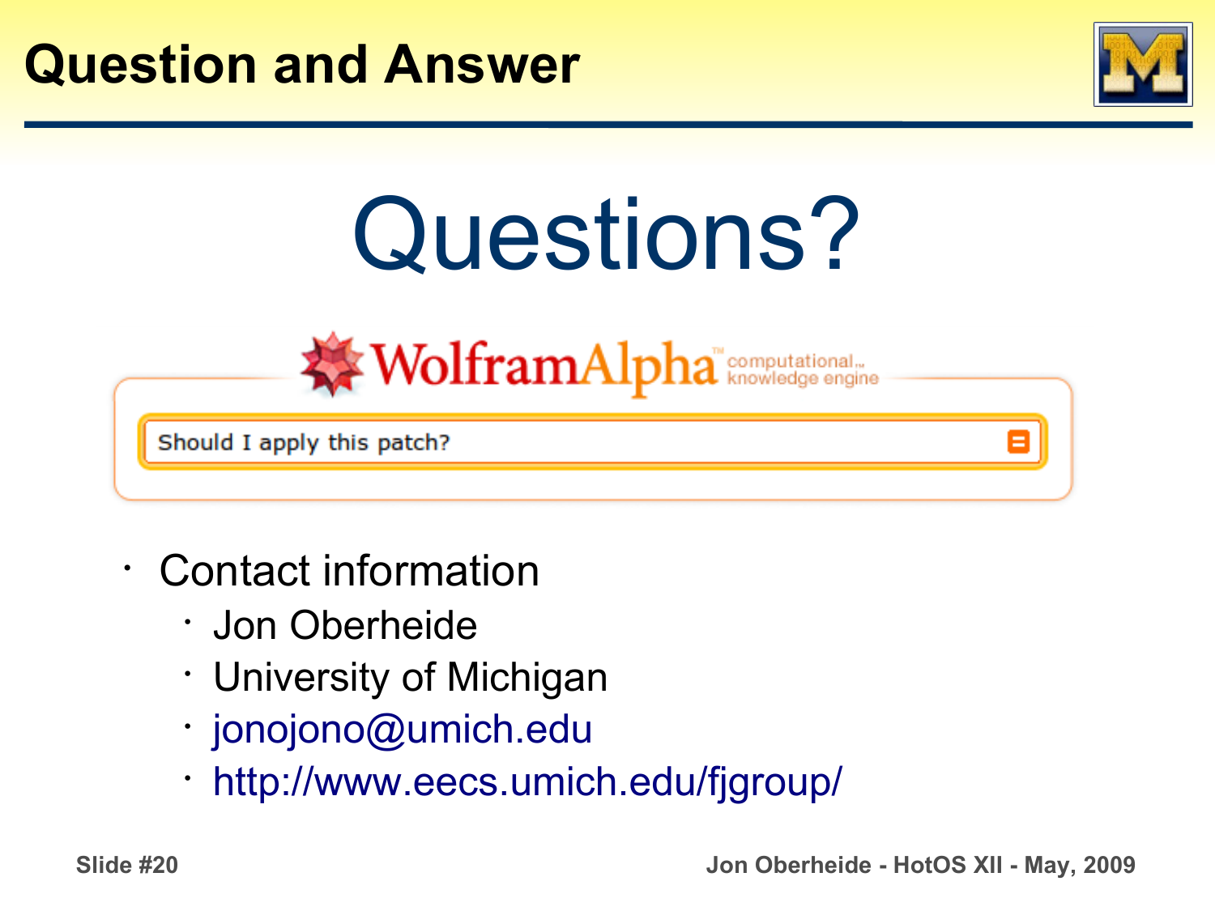# Question and Answer

## Questions?

WolframAlpha computational knowledge engine

Should I apply this patch?

- Contact information
  - Jon Oberheide
  - University of Michigan
  - jonojono@umich.edu
  - http://www.eecs.umich.edu/fjgroup/